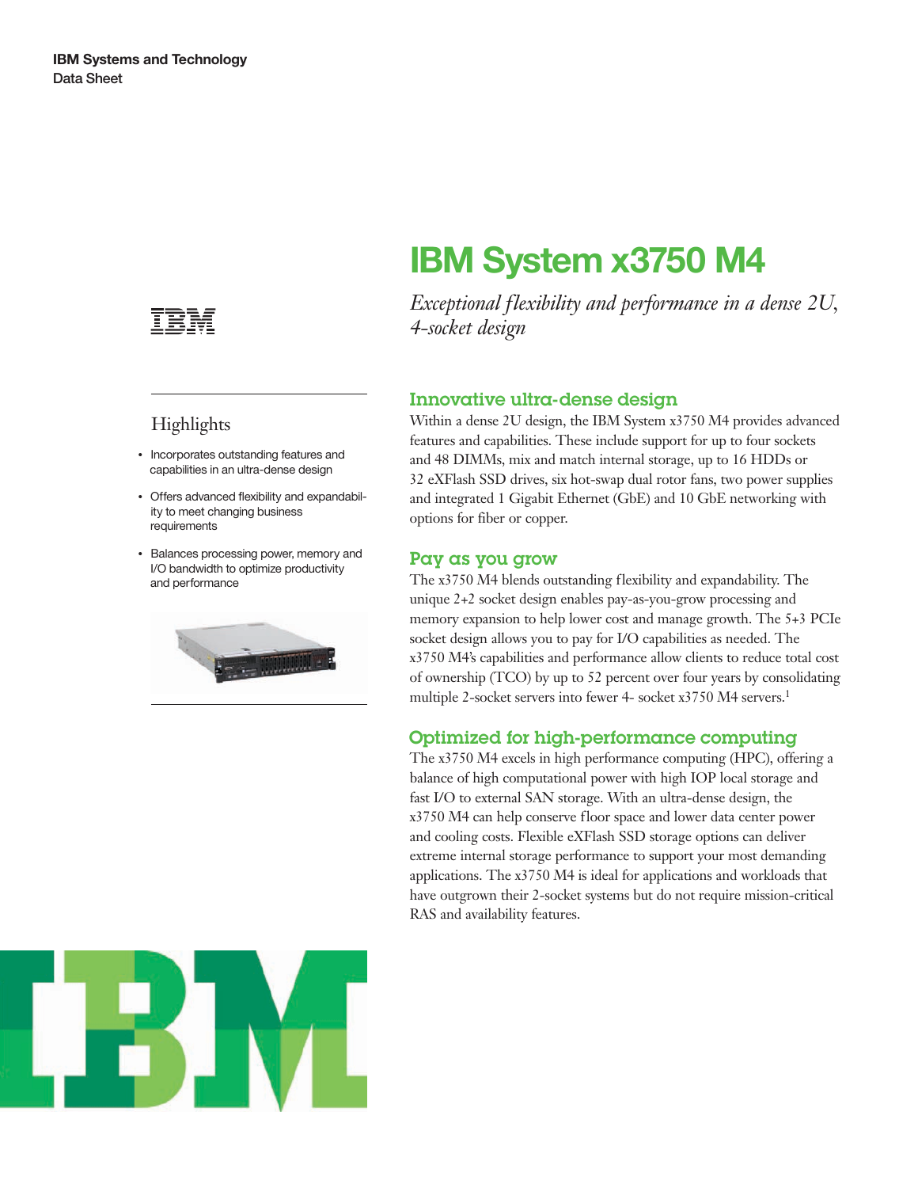IBM Systems and Technology
Data Sheet

# IBM System x3750 M4

*Exceptional flexibility and performance in a dense 2U, 4-socket design*

## Highlights

- Incorporates outstanding features and capabilities in an ultra-dense design
- Offers advanced flexibility and expandability to meet changing business requirements
- Balances processing power, memory and I/O bandwidth to optimize productivity and performance

## Innovative ultra-dense design

Within a dense 2U design, the IBM System x3750 M4 provides advanced features and capabilities. These include support for up to four sockets and 48 DIMMs, mix and match internal storage, up to 16 HDDs or 32 eXFlash SSD drives, six hot-swap dual rotor fans, two power supplies and integrated 1 Gigabit Ethernet (GbE) and 10 GbE networking with options for fiber or copper.

## Pay as you grow

The x3750 M4 blends outstanding flexibility and expandability. The unique 2+2 socket design enables pay-as-you-grow processing and memory expansion to help lower cost and manage growth. The 5+3 PCIe socket design allows you to pay for I/O capabilities as needed. The x3750 M4's capabilities and performance allow clients to reduce total cost of ownership (TCO) by up to 52 percent over four years by consolidating multiple 2-socket servers into fewer 4- socket x3750 M4 servers.[1]

## Optimized for high-performance computing

The x3750 M4 excels in high performance computing (HPC), offering a balance of high computational power with high IOP local storage and fast I/O to external SAN storage. With an ultra-dense design, the x3750 M4 can help conserve floor space and lower data center power and cooling costs. Flexible eXFlash SSD storage options can deliver extreme internal storage performance to support your most demanding applications. The x3750 M4 is ideal for applications and workloads that have outgrown their 2-socket systems but do not require mission-critical RAS and availability features.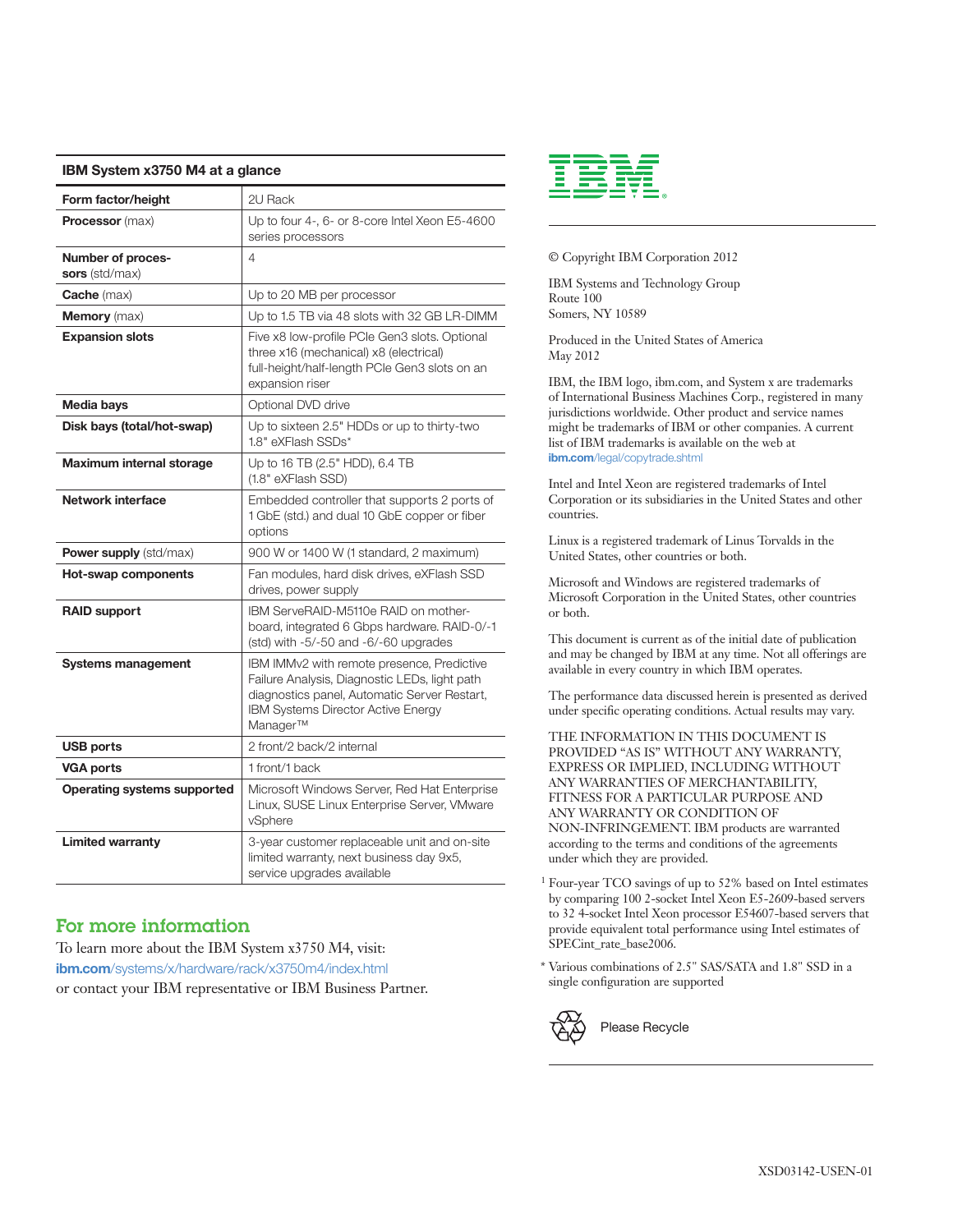| IBM System x3750 M4 at a glance | |
|---|---|
| **Form factor/height** | 2U Rack |
| **Processor** (max) | Up to four 4-, 6- or 8-core Intel Xeon E5-4600 series processors |
| **Number of processors** (std/max) | 4 |
| **Cache** (max) | Up to 20 MB per processor |
| **Memory** (max) | Up to 1.5 TB via 48 slots with 32 GB LR-DIMM |
| **Expansion slots** | Five x8 low-profile PCIe Gen3 slots. Optional three x16 (mechanical) x8 (electrical) full-height/half-length PCIe Gen3 slots on an expansion riser |
| **Media bays** | Optional DVD drive |
| **Disk bays (total/hot-swap)** | Up to sixteen 2.5" HDDs or up to thirty-two 1.8" eXFlash SSDs* |
| **Maximum internal storage** | Up to 16 TB (2.5" HDD), 6.4 TB (1.8" eXFlash SSD) |
| **Network interface** | Embedded controller that supports 2 ports of 1 GbE (std.) and dual 10 GbE copper or fiber options |
| **Power supply** (std/max) | 900 W or 1400 W (1 standard, 2 maximum) |
| **Hot-swap components** | Fan modules, hard disk drives, eXFlash SSD drives, power supply |
| **RAID support** | IBM ServeRAID-M5110e RAID on motherboard, integrated 6 Gbps hardware. RAID-0/-1 (std) with -5/-50 and -6/-60 upgrades |
| **Systems management** | IBM IMMv2 with remote presence, Predictive Failure Analysis, Diagnostic LEDs, light path diagnostics panel, Automatic Server Restart, IBM Systems Director Active Energy Manager™ |
| **USB ports** | 2 front/2 back/2 internal |
| **VGA ports** | 1 front/1 back |
| **Operating systems supported** | Microsoft Windows Server, Red Hat Enterprise Linux, SUSE Linux Enterprise Server, VMware vSphere |
| **Limited warranty** | 3-year customer replaceable unit and on-site limited warranty, next business day 9x5, service upgrades available |

## For more information

To learn more about the IBM System x3750 M4, visit: **ibm.com**/systems/x/hardware/rack/x3750m4/index.html or contact your IBM representative or IBM Business Partner.

IBM

© Copyright IBM Corporation 2012

IBM Systems and Technology Group
Route 100
Somers, NY 10589

Produced in the United States of America
May 2012

IBM, the IBM logo, ibm.com, and System x are trademarks of International Business Machines Corp., registered in many jurisdictions worldwide. Other product and service names might be trademarks of IBM or other companies. A current list of IBM trademarks is available on the web at **ibm.com**/legal/copytrade.shtml

Intel and Intel Xeon are registered trademarks of Intel Corporation or its subsidiaries in the United States and other countries.

Linux is a registered trademark of Linus Torvalds in the United States, other countries or both.

Microsoft and Windows are registered trademarks of Microsoft Corporation in the United States, other countries or both.

This document is current as of the initial date of publication and may be changed by IBM at any time. Not all offerings are available in every country in which IBM operates.

The performance data discussed herein is presented as derived under specific operating conditions. Actual results may vary.

THE INFORMATION IN THIS DOCUMENT IS PROVIDED "AS IS" WITHOUT ANY WARRANTY, EXPRESS OR IMPLIED, INCLUDING WITHOUT ANY WARRANTIES OF MERCHANTABILITY, FITNESS FOR A PARTICULAR PURPOSE AND ANY WARRANTY OR CONDITION OF NON-INFRINGEMENT. IBM products are warranted according to the terms and conditions of the agreements under which they are provided.

[1] Four-year TCO savings of up to 52% based on Intel estimates by comparing 100 2-socket Intel Xeon E5-2609-based servers to 32 4-socket Intel Xeon processor E54607-based servers that provide equivalent total performance using Intel estimates of SPECint_rate_base2006.

* Various combinations of 2.5" SAS/SATA and 1.8" SSD in a single configuration are supported

Please Recycle

XSD03142-USEN-01